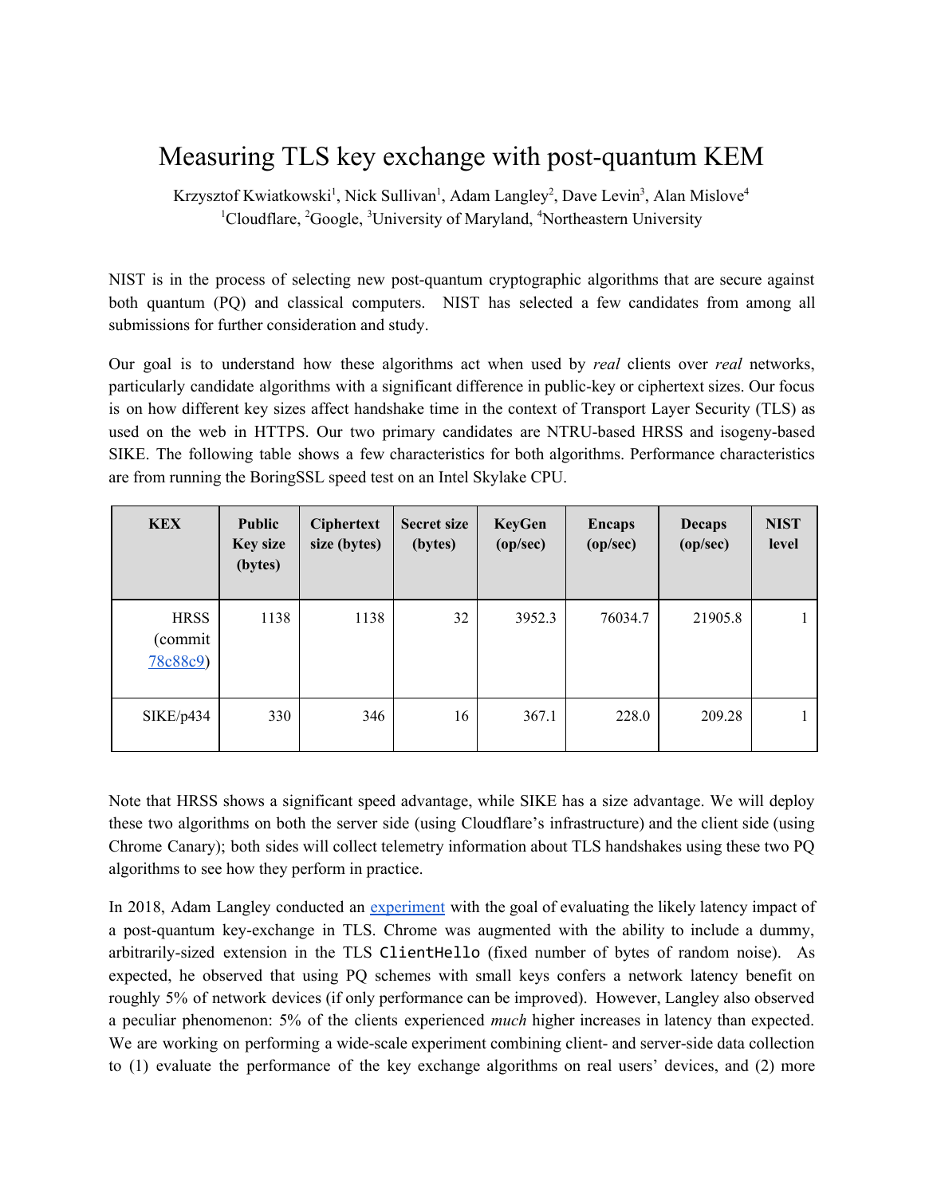# Measuring TLS key exchange with post-quantum KEM

Krzysztof Kwiatkowski[1], Nick Sullivan[1], Adam Langley[2], Dave Levin[3], Alan Mislove[4]
[1]Cloudflare, [2]Google, [3]University of Maryland, [4]Northeastern University

NIST is in the process of selecting new post-quantum cryptographic algorithms that are secure against both quantum (PQ) and classical computers. NIST has selected a few candidates from among all submissions for further consideration and study.

Our goal is to understand how these algorithms act when used by *real* clients over *real* networks, particularly candidate algorithms with a significant difference in public-key or ciphertext sizes. Our focus is on how different key sizes affect handshake time in the context of Transport Layer Security (TLS) as used on the web in HTTPS. Our two primary candidates are NTRU-based HRSS and isogeny-based SIKE. The following table shows a few characteristics for both algorithms. Performance characteristics are from running the BoringSSL speed test on an Intel Skylake CPU.

| KEX | Public Key size (bytes) | Ciphertext size (bytes) | Secret size (bytes) | KeyGen (op/sec) | Encaps (op/sec) | Decaps (op/sec) | NIST level |
|---|---|---|---|---|---|---|---|
| HRSS (commit [78c88c9](78c88c9)) | 1138 | 1138 | 32 | 3952.3 | 76034.7 | 21905.8 | 1 |
| SIKE/p434 | 330 | 346 | 16 | 367.1 | 228.0 | 209.28 | 1 |

Note that HRSS shows a significant speed advantage, while SIKE has a size advantage. We will deploy these two algorithms on both the server side (using Cloudflare's infrastructure) and the client side (using Chrome Canary); both sides will collect telemetry information about TLS handshakes using these two PQ algorithms to see how they perform in practice.

In 2018, Adam Langley conducted an experiment with the goal of evaluating the likely latency impact of a post-quantum key-exchange in TLS. Chrome was augmented with the ability to include a dummy, arbitrarily-sized extension in the TLS `ClientHello` (fixed number of bytes of random noise). As expected, he observed that using PQ schemes with small keys confers a network latency benefit on roughly 5% of network devices (if only performance can be improved). However, Langley also observed a peculiar phenomenon: 5% of the clients experienced *much* higher increases in latency than expected. We are working on performing a wide-scale experiment combining client- and server-side data collection to (1) evaluate the performance of the key exchange algorithms on real users' devices, and (2) more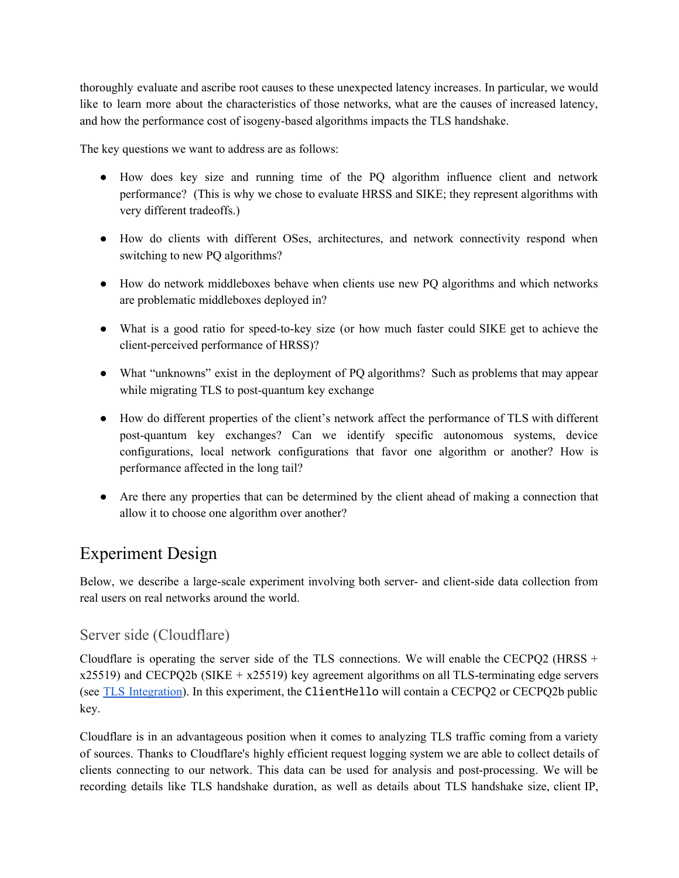thoroughly evaluate and ascribe root causes to these unexpected latency increases. In particular, we would like to learn more about the characteristics of those networks, what are the causes of increased latency, and how the performance cost of isogeny-based algorithms impacts the TLS handshake.

The key questions we want to address are as follows:

- How does key size and running time of the PQ algorithm influence client and network performance? (This is why we chose to evaluate HRSS and SIKE; they represent algorithms with very different tradeoffs.)
- How do clients with different OSes, architectures, and network connectivity respond when switching to new PQ algorithms?
- How do network middleboxes behave when clients use new PQ algorithms and which networks are problematic middleboxes deployed in?
- What is a good ratio for speed-to-key size (or how much faster could SIKE get to achieve the client-perceived performance of HRSS)?
- What "unknowns" exist in the deployment of PQ algorithms? Such as problems that may appear while migrating TLS to post-quantum key exchange
- How do different properties of the client's network affect the performance of TLS with different post-quantum key exchanges? Can we identify specific autonomous systems, device configurations, local network configurations that favor one algorithm or another? How is performance affected in the long tail?
- Are there any properties that can be determined by the client ahead of making a connection that allow it to choose one algorithm over another?

# Experiment Design

Below, we describe a large-scale experiment involving both server- and client-side data collection from real users on real networks around the world.

## Server side (Cloudflare)

Cloudflare is operating the server side of the TLS connections. We will enable the CECPQ2 (HRSS + x25519) and CECPQ2b (SIKE + x25519) key agreement algorithms on all TLS-terminating edge servers (see [TLS Integration]). In this experiment, the `ClientHello` will contain a CECPQ2 or CECPQ2b public key.

Cloudflare is in an advantageous position when it comes to analyzing TLS traffic coming from a variety of sources. Thanks to Cloudflare's highly efficient request logging system we are able to collect details of clients connecting to our network. This data can be used for analysis and post-processing. We will be recording details like TLS handshake duration, as well as details about TLS handshake size, client IP,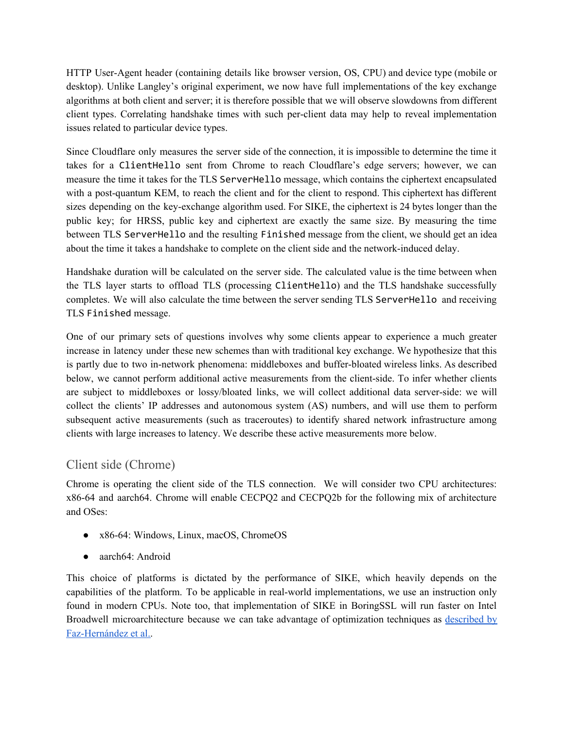HTTP User-Agent header (containing details like browser version, OS, CPU) and device type (mobile or desktop). Unlike Langley's original experiment, we now have full implementations of the key exchange algorithms at both client and server; it is therefore possible that we will observe slowdowns from different client types. Correlating handshake times with such per-client data may help to reveal implementation issues related to particular device types.

Since Cloudflare only measures the server side of the connection, it is impossible to determine the time it takes for a `ClientHello` sent from Chrome to reach Cloudflare's edge servers; however, we can measure the time it takes for the TLS `ServerHello` message, which contains the ciphertext encapsulated with a post-quantum KEM, to reach the client and for the client to respond. This ciphertext has different sizes depending on the key-exchange algorithm used. For SIKE, the ciphertext is 24 bytes longer than the public key; for HRSS, public key and ciphertext are exactly the same size. By measuring the time between TLS `ServerHello` and the resulting `Finished` message from the client, we should get an idea about the time it takes a handshake to complete on the client side and the network-induced delay.

Handshake duration will be calculated on the server side. The calculated value is the time between when the TLS layer starts to offload TLS (processing `ClientHello`) and the TLS handshake successfully completes. We will also calculate the time between the server sending TLS `ServerHello` and receiving TLS `Finished` message.

One of our primary sets of questions involves why some clients appear to experience a much greater increase in latency under these new schemes than with traditional key exchange. We hypothesize that this is partly due to two in-network phenomena: middleboxes and buffer-bloated wireless links. As described below, we cannot perform additional active measurements from the client-side. To infer whether clients are subject to middleboxes or lossy/bloated links, we will collect additional data server-side: we will collect the clients' IP addresses and autonomous system (AS) numbers, and will use them to perform subsequent active measurements (such as traceroutes) to identify shared network infrastructure among clients with large increases to latency. We describe these active measurements more below.

## Client side (Chrome)

Chrome is operating the client side of the TLS connection. We will consider two CPU architectures: x86-64 and aarch64. Chrome will enable CECPQ2 and CECPQ2b for the following mix of architecture and OSes:

- x86-64: Windows, Linux, macOS, ChromeOS
- aarch64: Android

This choice of platforms is dictated by the performance of SIKE, which heavily depends on the capabilities of the platform. To be applicable in real-world implementations, we use an instruction only found in modern CPUs. Note too, that implementation of SIKE in BoringSSL will run faster on Intel Broadwell microarchitecture because we can take advantage of optimization techniques as [described by Faz-Hernández et al.](#).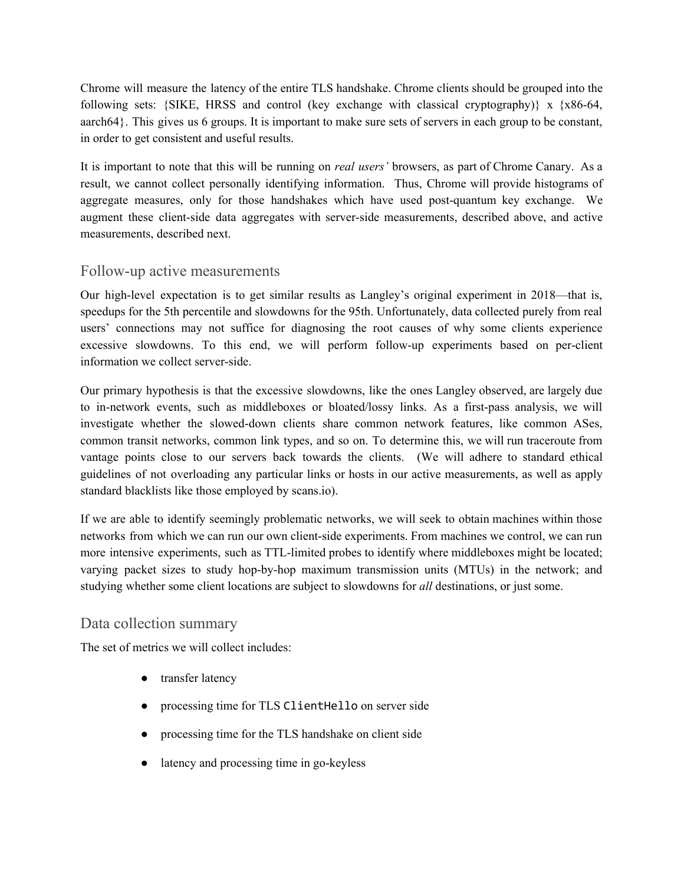Chrome will measure the latency of the entire TLS handshake. Chrome clients should be grouped into the following sets: {SIKE, HRSS and control (key exchange with classical cryptography)} x {x86-64, aarch64}. This gives us 6 groups. It is important to make sure sets of servers in each group to be constant, in order to get consistent and useful results.

It is important to note that this will be running on *real users'* browsers, as part of Chrome Canary. As a result, we cannot collect personally identifying information. Thus, Chrome will provide histograms of aggregate measures, only for those handshakes which have used post-quantum key exchange. We augment these client-side data aggregates with server-side measurements, described above, and active measurements, described next.

## Follow-up active measurements

Our high-level expectation is to get similar results as Langley's original experiment in 2018—that is, speedups for the 5th percentile and slowdowns for the 95th. Unfortunately, data collected purely from real users' connections may not suffice for diagnosing the root causes of why some clients experience excessive slowdowns. To this end, we will perform follow-up experiments based on per-client information we collect server-side.

Our primary hypothesis is that the excessive slowdowns, like the ones Langley observed, are largely due to in-network events, such as middleboxes or bloated/lossy links. As a first-pass analysis, we will investigate whether the slowed-down clients share common network features, like common ASes, common transit networks, common link types, and so on. To determine this, we will run traceroute from vantage points close to our servers back towards the clients. (We will adhere to standard ethical guidelines of not overloading any particular links or hosts in our active measurements, as well as apply standard blacklists like those employed by scans.io).

If we are able to identify seemingly problematic networks, we will seek to obtain machines within those networks from which we can run our own client-side experiments. From machines we control, we can run more intensive experiments, such as TTL-limited probes to identify where middleboxes might be located; varying packet sizes to study hop-by-hop maximum transmission units (MTUs) in the network; and studying whether some client locations are subject to slowdowns for *all* destinations, or just some.

## Data collection summary

The set of metrics we will collect includes:

- transfer latency
- processing time for TLS `ClientHello` on server side
- processing time for the TLS handshake on client side
- latency and processing time in go-keyless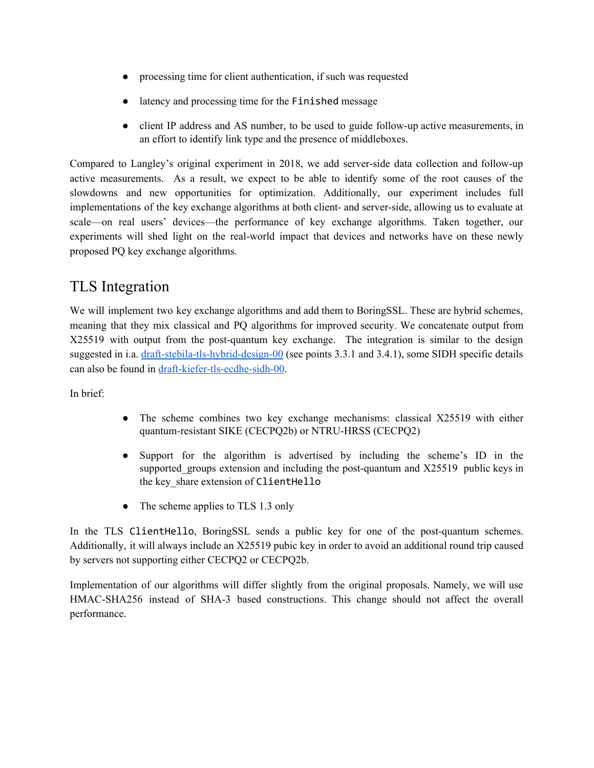- processing time for client authentication, if such was requested
- latency and processing time for the `Finished` message
- client IP address and AS number, to be used to guide follow-up active measurements, in an effort to identify link type and the presence of middleboxes.

Compared to Langley's original experiment in 2018, we add server-side data collection and follow-up active measurements. As a result, we expect to be able to identify some of the root causes of the slowdowns and new opportunities for optimization. Additionally, our experiment includes full implementations of the key exchange algorithms at both client- and server-side, allowing us to evaluate at scale—on real users' devices—the performance of key exchange algorithms. Taken together, our experiments will shed light on the real-world impact that devices and networks have on these newly proposed PQ key exchange algorithms.

## TLS Integration

We will implement two key exchange algorithms and add them to BoringSSL. These are hybrid schemes, meaning that they mix classical and PQ algorithms for improved security. We concatenate output from X25519 with output from the post-quantum key exchange. The integration is similar to the design suggested in i.a. [draft-stebila-tls-hybrid-design-00](draft-stebila-tls-hybrid-design-00) (see points 3.3.1 and 3.4.1), some SIDH specific details can also be found in [draft-kiefer-tls-ecdhe-sidh-00](draft-kiefer-tls-ecdhe-sidh-00).

In brief:

- The scheme combines two key exchange mechanisms: classical X25519 with either quantum-resistant SIKE (CECPQ2b) or NTRU-HRSS (CECPQ2)
- Support for the algorithm is advertised by including the scheme's ID in the supported_groups extension and including the post-quantum and X25519 public keys in the key_share extension of `ClientHello`
- The scheme applies to TLS 1.3 only

In the TLS `ClientHello`, BoringSSL sends a public key for one of the post-quantum schemes. Additionally, it will always include an X25519 pubic key in order to avoid an additional round trip caused by servers not supporting either CECPQ2 or CECPQ2b.

Implementation of our algorithms will differ slightly from the original proposals. Namely, we will use HMAC-SHA256 instead of SHA-3 based constructions. This change should not affect the overall performance.